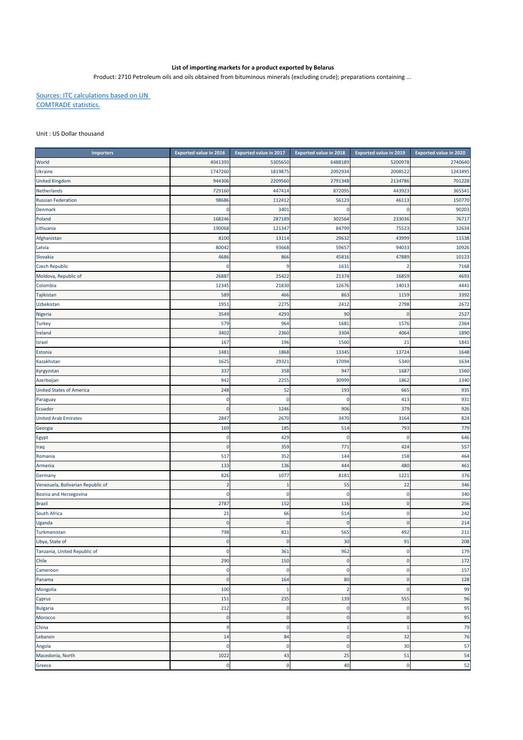**List of importing markets for a product exported by Belarus**

Product: 2710 Petroleum oils and oils obtained from bituminous minerals (excluding crude); preparations containing ...

Sources: ITC calculations based on UN COMTRADE statistics.

Unit : US Dollar thousand

| Importers | Exported value in 2016 | Exported value in 2017 | Exported value in 2018 | Exported value in 2019 | Exported value in 2020 |
|---|---|---|---|---|---|
| World | 4041393 | 5305650 | 6488189 | 5200978 | 2740640 |
| Ukraine | 1747260 | 1819875 | 2092934 | 2008522 | 1243495 |
| United Kingdom | 944306 | 2209560 | 2791348 | 2134786 | 701228 |
| Netherlands | 729160 | 447414 | 872095 | 443923 | 365541 |
| Russian Federation | 98686 | 112412 | 56123 | 46113 | 150770 |
| Denmark | 0 | 3401 | 0 | 0 | 90203 |
| Poland | 168246 | 287189 | 302564 | 233036 | 76717 |
| Lithuania | 190068 | 121347 | 84799 | 75523 | 32634 |
| Afghanistan | 8100 | 13114 | 29632 | 43999 | 11538 |
| Latvia | 80042 | 93668 | 59657 | 94033 | 10926 |
| Slovakia | 4686 | 866 | 45816 | 47889 | 10123 |
| Czech Republic | 0 | 9 | 1631 | 2 | 7168 |
| Moldova, Republic of | 26887 | 25422 | 21374 | 16859 | 4693 |
| Colombia | 12345 | 21830 | 12676 | 14013 | 4441 |
| Tajikistan | 589 | 466 | 863 | 1159 | 3392 |
| Uzbekistan | 1951 | 2275 | 2412 | 2798 | 2672 |
| Nigeria | 3549 | 4293 | 90 | 0 | 2527 |
| Turkey | 579 | 964 | 1681 | 1576 | 2364 |
| Ireland | 3402 | 2360 | 3304 | 4064 | 1890 |
| Israel | 167 | 196 | 1560 | 21 | 1841 |
| Estonia | 1481 | 1868 | 13345 | 13724 | 1648 |
| Kazakhstan | 1625 | 29321 | 17094 | 5340 | 1634 |
| Kyrgyzstan | 337 | 358 | 947 | 1687 | 1560 |
| Azerbaijan | 942 | 2255 | 30999 | 1862 | 1340 |
| United States of America | 248 | 52 | 193 | 665 | 935 |
| Paraguay | 0 | 0 | 0 | 413 | 931 |
| Ecuador | 0 | 1246 | 906 | 379 | 926 |
| United Arab Emirates | 2847 | 2670 | 3470 | 3164 | 824 |
| Georgia | 169 | 185 | 514 | 793 | 779 |
| Egypt | 0 | 429 | 0 | 0 | 646 |
| Iraq | 0 | 359 | 771 | 424 | 557 |
| Romania | 517 | 352 | 144 | 158 | 464 |
| Armenia | 133 | 136 | 444 | 480 | 461 |
| Germany | 826 | 1077 | 8181 | 1221 | 376 |
| Venezuela, Bolivarian Republic of | 2 | 1 | 55 | 22 | 346 |
| Bosnia and Herzegovina | 0 | 0 | 0 | 0 | 340 |
| Brazil | 2787 | 152 | 116 | 0 | 256 |
| South Africa | 21 | 66 | 514 | 0 | 242 |
| Uganda | 0 | 0 | 0 | 0 | 214 |
| Turkmenistan | 798 | 821 | 565 | 492 | 211 |
| Libya, State of | 0 | 0 | 30 | 91 | 208 |
| Tanzania, United Republic of | 0 | 361 | 962 | 0 | 179 |
| Chile | 290 | 150 | 0 | 0 | 172 |
| Cameroon | 0 | 0 | 0 | 0 | 157 |
| Panama | 0 | 164 | 80 | 0 | 128 |
| Mongolia | 100 | 1 | 2 | 0 | 99 |
| Cyprus | 151 | 235 | 139 | 555 | 96 |
| Bulgaria | 212 | 0 | 0 | 0 | 95 |
| Morocco | 0 | 0 | 0 | 0 | 95 |
| China | 9 | 0 | 1 | 1 | 79 |
| Lebanon | 14 | 84 | 0 | 32 | 76 |
| Angola | 0 | 0 | 0 | 30 | 57 |
| Macedonia, North | 1022 | 43 | 25 | 51 | 54 |
| Greece | 0 | 0 | 40 | 0 | 52 |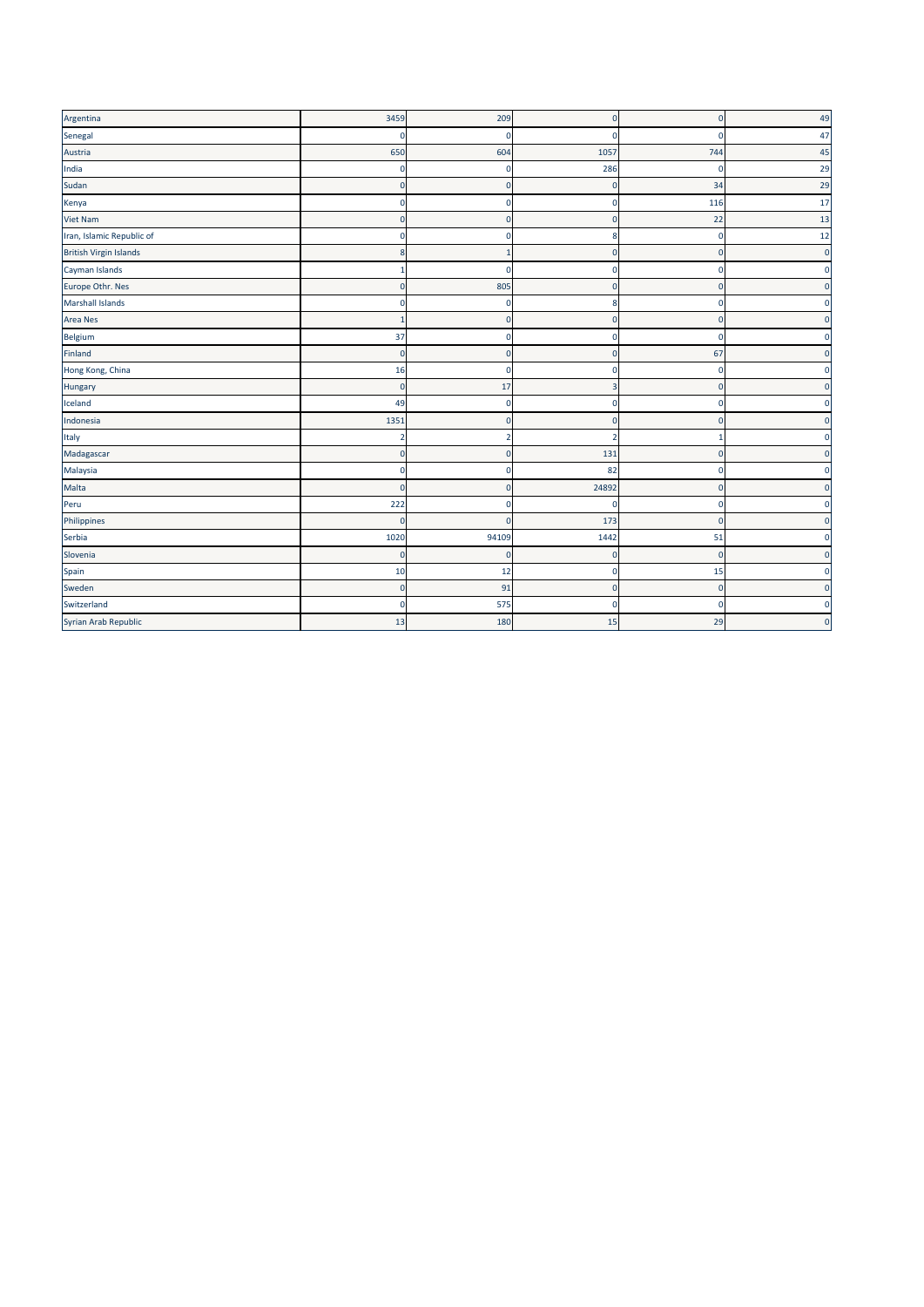| | | | | | |
|---|---|---|---|---|---|
| Argentina | 3459 | 209 | 0 | 0 | 49 |
| Senegal | 0 | 0 | 0 | 0 | 47 |
| Austria | 650 | 604 | 1057 | 744 | 45 |
| India | 0 | 0 | 286 | 0 | 29 |
| Sudan | 0 | 0 | 0 | 34 | 29 |
| Kenya | 0 | 0 | 0 | 116 | 17 |
| Viet Nam | 0 | 0 | 0 | 22 | 13 |
| Iran, Islamic Republic of | 0 | 0 | 8 | 0 | 12 |
| British Virgin Islands | 8 | 1 | 0 | 0 | 0 |
| Cayman Islands | 1 | 0 | 0 | 0 | 0 |
| Europe Othr. Nes | 0 | 805 | 0 | 0 | 0 |
| Marshall Islands | 0 | 0 | 8 | 0 | 0 |
| Area Nes | 1 | 0 | 0 | 0 | 0 |
| Belgium | 37 | 0 | 0 | 0 | 0 |
| Finland | 0 | 0 | 0 | 67 | 0 |
| Hong Kong, China | 16 | 0 | 0 | 0 | 0 |
| Hungary | 0 | 17 | 3 | 0 | 0 |
| Iceland | 49 | 0 | 0 | 0 | 0 |
| Indonesia | 1351 | 0 | 0 | 0 | 0 |
| Italy | 2 | 2 | 2 | 1 | 0 |
| Madagascar | 0 | 0 | 131 | 0 | 0 |
| Malaysia | 0 | 0 | 82 | 0 | 0 |
| Malta | 0 | 0 | 24892 | 0 | 0 |
| Peru | 222 | 0 | 0 | 0 | 0 |
| Philippines | 0 | 0 | 173 | 0 | 0 |
| Serbia | 1020 | 94109 | 1442 | 51 | 0 |
| Slovenia | 0 | 0 | 0 | 0 | 0 |
| Spain | 10 | 12 | 0 | 15 | 0 |
| Sweden | 0 | 91 | 0 | 0 | 0 |
| Switzerland | 0 | 575 | 0 | 0 | 0 |
| Syrian Arab Republic | 13 | 180 | 15 | 29 | 0 |